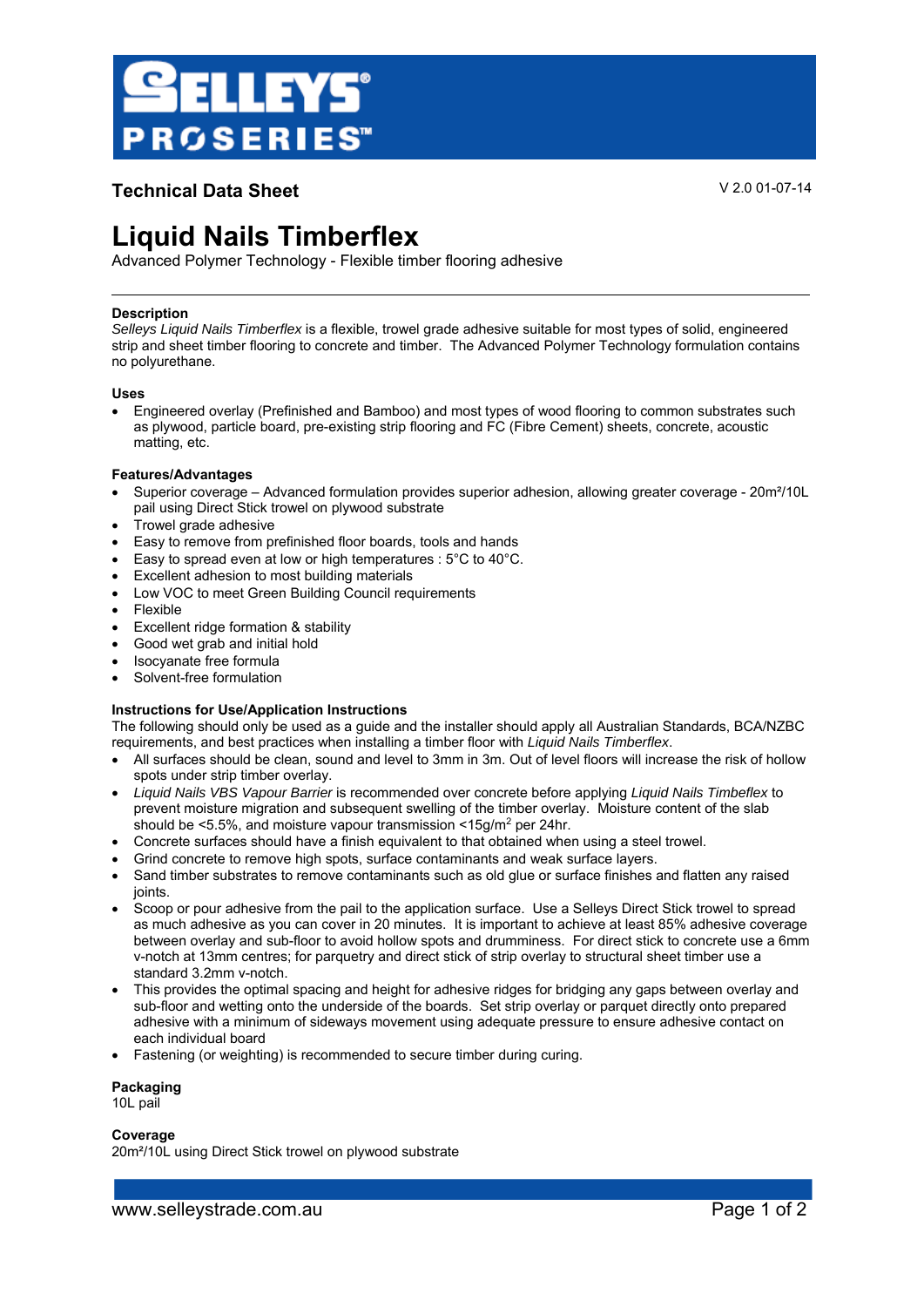**SELLEYS PROSERIES**

## Technical Data Sheet

V 2.0 01-07-14

# Liquid Nails Timberflex

Advanced Polymer Technology - Flexible timber flooring adhesive

---

### Description

*Selleys Liquid Nails Timberflex* is a flexible, trowel grade adhesive suitable for most types of solid, engineered strip and sheet timber flooring to concrete and timber. The Advanced Polymer Technology formulation contains no polyurethane.

### Uses

- Engineered overlay (Prefinished and Bamboo) and most types of wood flooring to common substrates such as plywood, particle board, pre-existing strip flooring and FC (Fibre Cement) sheets, concrete, acoustic matting, etc.

### Features/Advantages

- Superior coverage – Advanced formulation provides superior adhesion, allowing greater coverage - 20m²/10L pail using Direct Stick trowel on plywood substrate
- Trowel grade adhesive
- Easy to remove from prefinished floor boards, tools and hands
- Easy to spread even at low or high temperatures : 5°C to 40°C.
- Excellent adhesion to most building materials
- Low VOC to meet Green Building Council requirements
- Flexible
- Excellent ridge formation & stability
- Good wet grab and initial hold
- Isocyanate free formula
- Solvent-free formulation

### Instructions for Use/Application Instructions

The following should only be used as a guide and the installer should apply all Australian Standards, BCA/NZBC requirements, and best practices when installing a timber floor with *Liquid Nails Timberflex*.

- All surfaces should be clean, sound and level to 3mm in 3m. Out of level floors will increase the risk of hollow spots under strip timber overlay.
- *Liquid Nails VBS Vapour Barrier* is recommended over concrete before applying *Liquid Nails Timbeflex* to prevent moisture migration and subsequent swelling of the timber overlay. Moisture content of the slab should be <5.5%, and moisture vapour transmission <15g/m² per 24hr.
- Concrete surfaces should have a finish equivalent to that obtained when using a steel trowel.
- Grind concrete to remove high spots, surface contaminants and weak surface layers.
- Sand timber substrates to remove contaminants such as old glue or surface finishes and flatten any raised joints.
- Scoop or pour adhesive from the pail to the application surface. Use a Selleys Direct Stick trowel to spread as much adhesive as you can cover in 20 minutes. It is important to achieve at least 85% adhesive coverage between overlay and sub-floor to avoid hollow spots and drumminess. For direct stick to concrete use a 6mm v-notch at 13mm centres; for parquetry and direct stick of strip overlay to structural sheet timber use a standard 3.2mm v-notch.
- This provides the optimal spacing and height for adhesive ridges for bridging any gaps between overlay and sub-floor and wetting onto the underside of the boards. Set strip overlay or parquet directly onto prepared adhesive with a minimum of sideways movement using adequate pressure to ensure adhesive contact on each individual board
- Fastening (or weighting) is recommended to secure timber during curing.

### Packaging

10L pail

### Coverage

20m²/10L using Direct Stick trowel on plywood substrate

www.selleystrade.com.au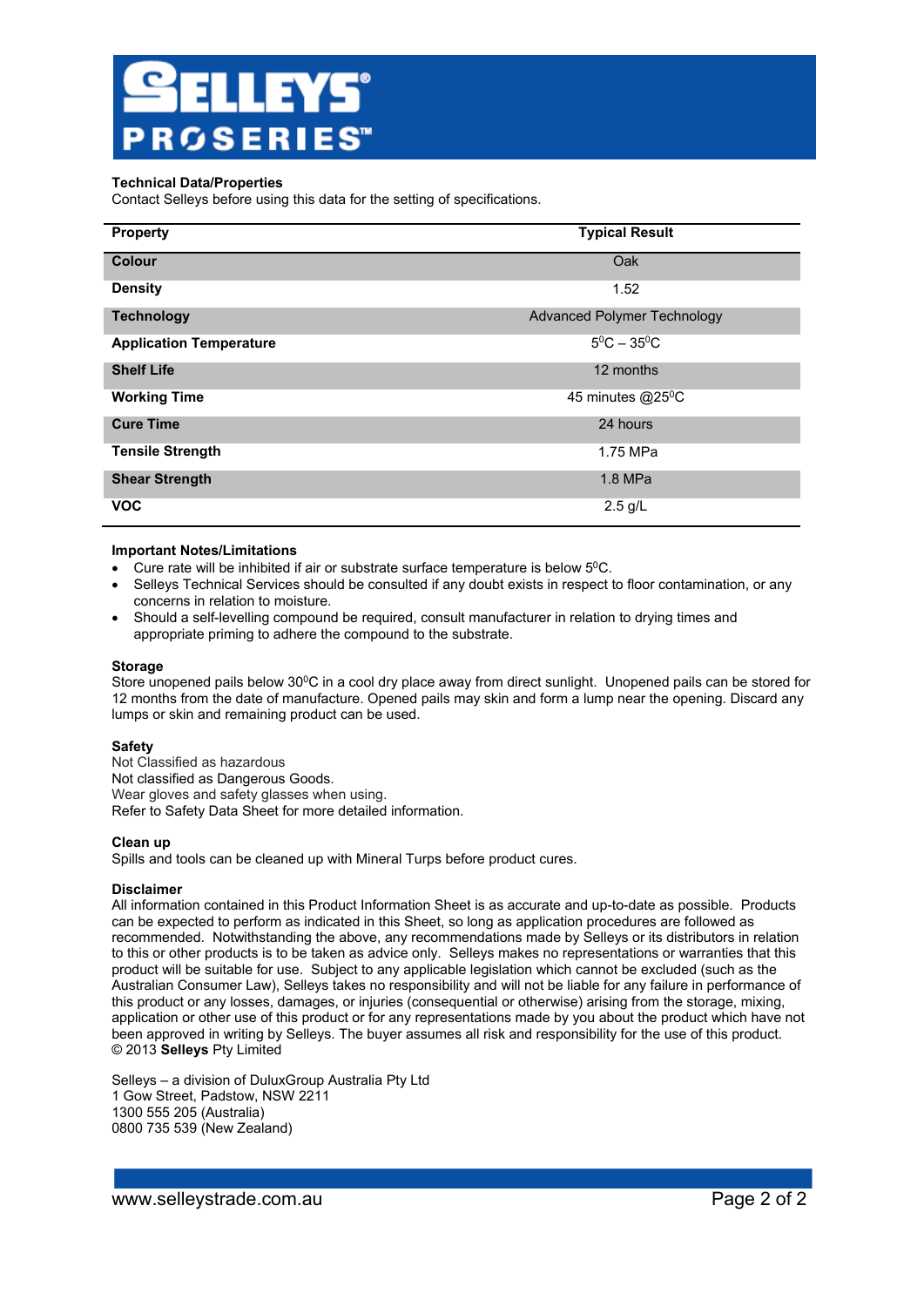**Technical Data/Properties**

Contact Selleys before using this data for the setting of specifications.

| Property | Typical Result |
|---|---|
| **Colour** | Oak |
| **Density** | 1.52 |
| **Technology** | Advanced Polymer Technology |
| **Application Temperature** | $5^0$C – $35^0$C |
| **Shelf Life** | 12 months |
| **Working Time** | 45 minutes @$25^0$C |
| **Cure Time** | 24 hours |
| **Tensile Strength** | 1.75 MPa |
| **Shear Strength** | 1.8 MPa |
| **VOC** | 2.5 g/L |

**Important Notes/Limitations**

- Cure rate will be inhibited if air or substrate surface temperature is below $5^0$C.
- Selleys Technical Services should be consulted if any doubt exists in respect to floor contamination, or any concerns in relation to moisture.
- Should a self-levelling compound be required, consult manufacturer in relation to drying times and appropriate priming to adhere the compound to the substrate.

**Storage**

Store unopened pails below $30^0$C in a cool dry place away from direct sunlight. Unopened pails can be stored for 12 months from the date of manufacture. Opened pails may skin and form a lump near the opening. Discard any lumps or skin and remaining product can be used.

**Safety**

Not Classified as hazardous
Not classified as Dangerous Goods.
Wear gloves and safety glasses when using.
Refer to Safety Data Sheet for more detailed information.

**Clean up**

Spills and tools can be cleaned up with Mineral Turps before product cures.

**Disclaimer**

All information contained in this Product Information Sheet is as accurate and up-to-date as possible. Products can be expected to perform as indicated in this Sheet, so long as application procedures are followed as recommended. Notwithstanding the above, any recommendations made by Selleys or its distributors in relation to this or other products is to be taken as advice only. Selleys makes no representations or warranties that this product will be suitable for use. Subject to any applicable legislation which cannot be excluded (such as the Australian Consumer Law), Selleys takes no responsibility and will not be liable for any failure in performance of this product or any losses, damages, or injuries (consequential or otherwise) arising from the storage, mixing, application or other use of this product or for any representations made by you about the product which have not been approved in writing by Selleys. The buyer assumes all risk and responsibility for the use of this product.
© 2013 **Selleys** Pty Limited

Selleys – a division of DuluxGroup Australia Pty Ltd
1 Gow Street, Padstow, NSW 2211
1300 555 205 (Australia)
0800 735 539 (New Zealand)

www.selleystrade.com.au